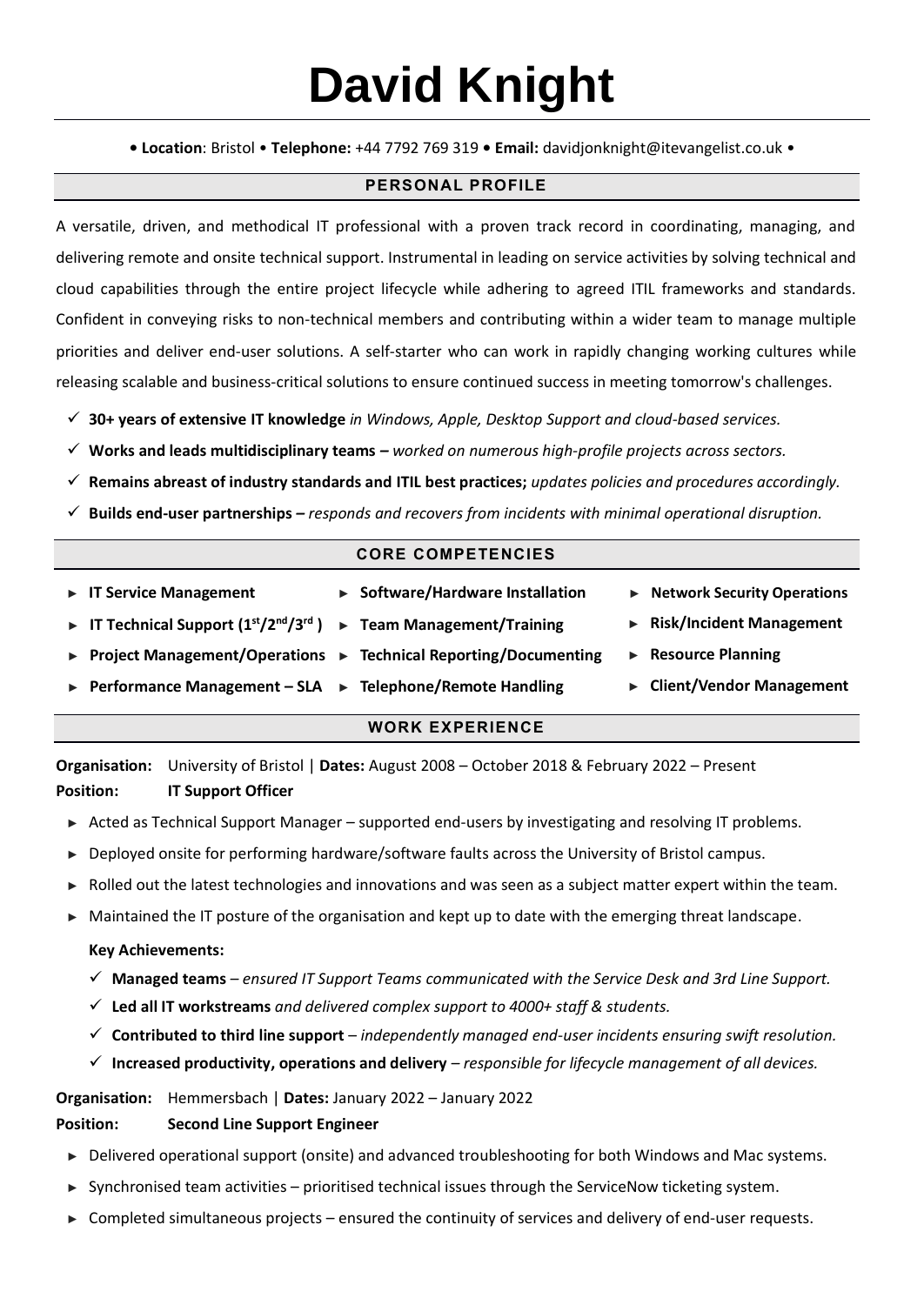# David Knight

**• Location**: Bristol • **Telephone:** +44 7792 769 319 **• Email:** davidjonknight@itevangelist.co.uk •

## PERSONAL PROFILE

A versatile, driven, and methodical IT professional with a proven track record in coordinating, managing, and delivering remote and onsite technical support. Instrumental in leading on service activities by solving technical and cloud capabilities through the entire project lifecycle while adhering to agreed ITIL frameworks and standards. Confident in conveying risks to non-technical members and contributing within a wider team to manage multiple priorities and deliver end-user solutions. A self-starter who can work in rapidly changing working cultures while releasing scalable and business-critical solutions to ensure continued success in meeting tomorrow's challenges.

- ✓ **30+ years of extensive IT knowledge** *in Windows, Apple, Desktop Support and cloud-based services.*
- ✓ **Works and leads multidisciplinary teams –** *worked on numerous high-profile projects across sectors.*
- ✓ **Remains abreast of industry standards and ITIL best practices;** *updates policies and procedures accordingly.*
- ✓ **Builds end-user partnerships –** *responds and recovers from incidents with minimal operational disruption.*

## CORE COMPETENCIES

- ► **IT Service Management**
- ► **IT Technical Support (1st/2nd/3rd )**
- ► **Project Management/Operations**
- ► **Performance Management – SLA**
- ► **Software/Hardware Installation**
- ► **Team Management/Training**
- ► **Technical Reporting/Documenting**
- ► **Telephone/Remote Handling**
- ► **Network Security Operations**
- ► **Risk/Incident Management**
- ► **Resource Planning**
- ► **Client/Vendor Management**

## WORK EXPERIENCE

**Organisation:** University of Bristol | **Dates:** August 2008 – October 2018 & February 2022 – Present
**Position:** **IT Support Officer**

- ► Acted as Technical Support Manager – supported end-users by investigating and resolving IT problems.
- ► Deployed onsite for performing hardware/software faults across the University of Bristol campus.
- ► Rolled out the latest technologies and innovations and was seen as a subject matter expert within the team.
- ► Maintained the IT posture of the organisation and kept up to date with the emerging threat landscape.

**Key Achievements:**

- ✓ **Managed teams** – *ensured IT Support Teams communicated with the Service Desk and 3rd Line Support.*
- ✓ **Led all IT workstreams** *and delivered complex support to 4000+ staff & students.*
- ✓ **Contributed to third line support** – *independently managed end-user incidents ensuring swift resolution.*
- ✓ **Increased productivity, operations and delivery** – *responsible for lifecycle management of all devices.*

**Organisation:** Hemmersbach | **Dates:** January 2022 – January 2022
**Position:** **Second Line Support Engineer**

- ► Delivered operational support (onsite) and advanced troubleshooting for both Windows and Mac systems.
- ► Synchronised team activities – prioritised technical issues through the ServiceNow ticketing system.
- ► Completed simultaneous projects – ensured the continuity of services and delivery of end-user requests.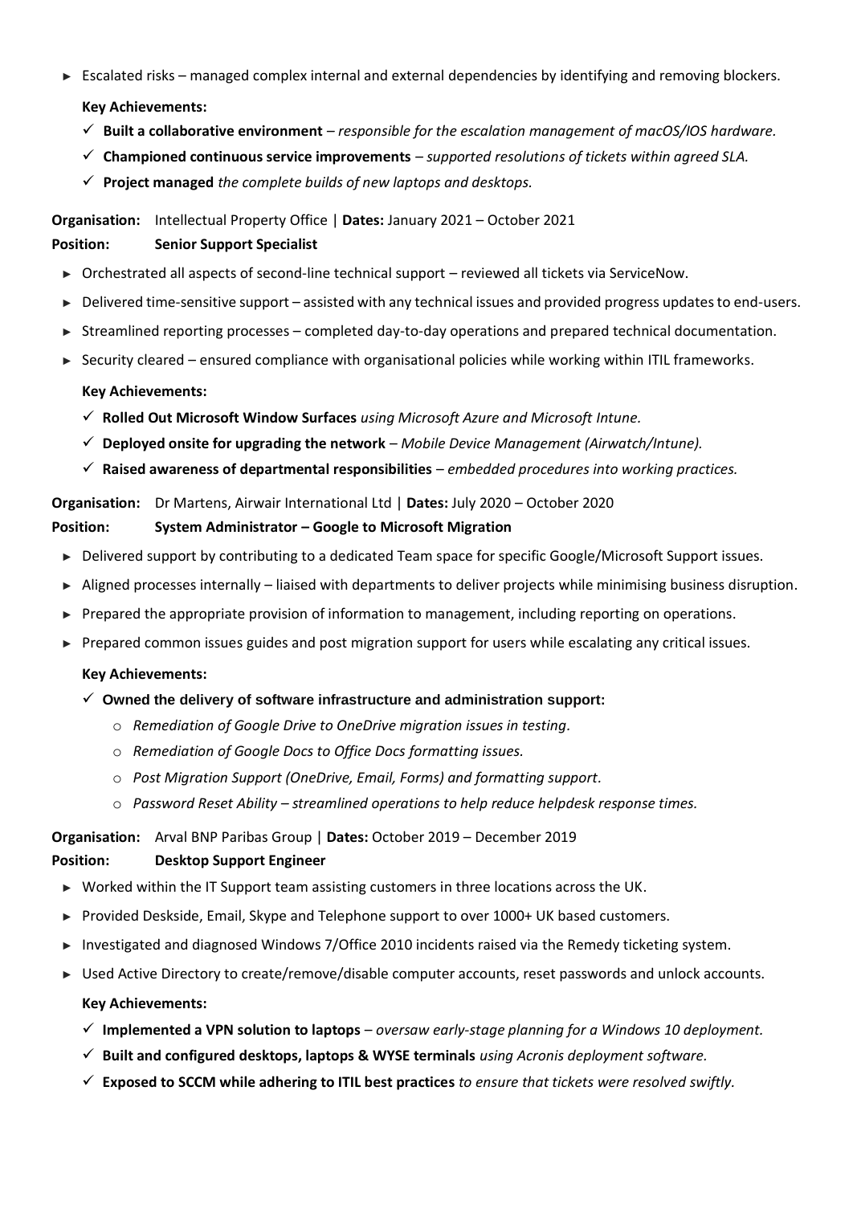- ► Escalated risks – managed complex internal and external dependencies by identifying and removing blockers.

**Key Achievements:**

- ✓ **Built a collaborative environment** – *responsible for the escalation management of macOS/IOS hardware.*
- ✓ **Championed continuous service improvements** – *supported resolutions of tickets within agreed SLA.*
- ✓ **Project managed** *the complete builds of new laptops and desktops.*

**Organisation:** Intellectual Property Office | **Dates:** January 2021 – October 2021
**Position:** **Senior Support Specialist**

- ► Orchestrated all aspects of second-line technical support – reviewed all tickets via ServiceNow.
- ► Delivered time-sensitive support – assisted with any technical issues and provided progress updates to end-users.
- ► Streamlined reporting processes – completed day-to-day operations and prepared technical documentation.
- ► Security cleared – ensured compliance with organisational policies while working within ITIL frameworks.

**Key Achievements:**

- ✓ **Rolled Out Microsoft Window Surfaces** *using Microsoft Azure and Microsoft Intune.*
- ✓ **Deployed onsite for upgrading the network** – *Mobile Device Management (Airwatch/Intune).*
- ✓ **Raised awareness of departmental responsibilities** – *embedded procedures into working practices.*

**Organisation:** Dr Martens, Airwair International Ltd | **Dates:** July 2020 – October 2020
**Position:** **System Administrator – Google to Microsoft Migration**

- ► Delivered support by contributing to a dedicated Team space for specific Google/Microsoft Support issues.
- ► Aligned processes internally – liaised with departments to deliver projects while minimising business disruption.
- ► Prepared the appropriate provision of information to management, including reporting on operations.
- ► Prepared common issues guides and post migration support for users while escalating any critical issues.

**Key Achievements:**

- ✓ **Owned the delivery of software infrastructure and administration support:**
  - o *Remediation of Google Drive to OneDrive migration issues in testing.*
  - o *Remediation of Google Docs to Office Docs formatting issues.*
  - o *Post Migration Support (OneDrive, Email, Forms) and formatting support.*
  - o *Password Reset Ability – streamlined operations to help reduce helpdesk response times.*

**Organisation:** Arval BNP Paribas Group | **Dates:** October 2019 – December 2019
**Position:** **Desktop Support Engineer**

- ► Worked within the IT Support team assisting customers in three locations across the UK.
- ► Provided Deskside, Email, Skype and Telephone support to over 1000+ UK based customers.
- ► Investigated and diagnosed Windows 7/Office 2010 incidents raised via the Remedy ticketing system.
- ► Used Active Directory to create/remove/disable computer accounts, reset passwords and unlock accounts.

**Key Achievements:**

- ✓ **Implemented a VPN solution to laptops** – *oversaw early-stage planning for a Windows 10 deployment.*
- ✓ **Built and configured desktops, laptops & WYSE terminals** *using Acronis deployment software.*
- ✓ **Exposed to SCCM while adhering to ITIL best practices** *to ensure that tickets were resolved swiftly.*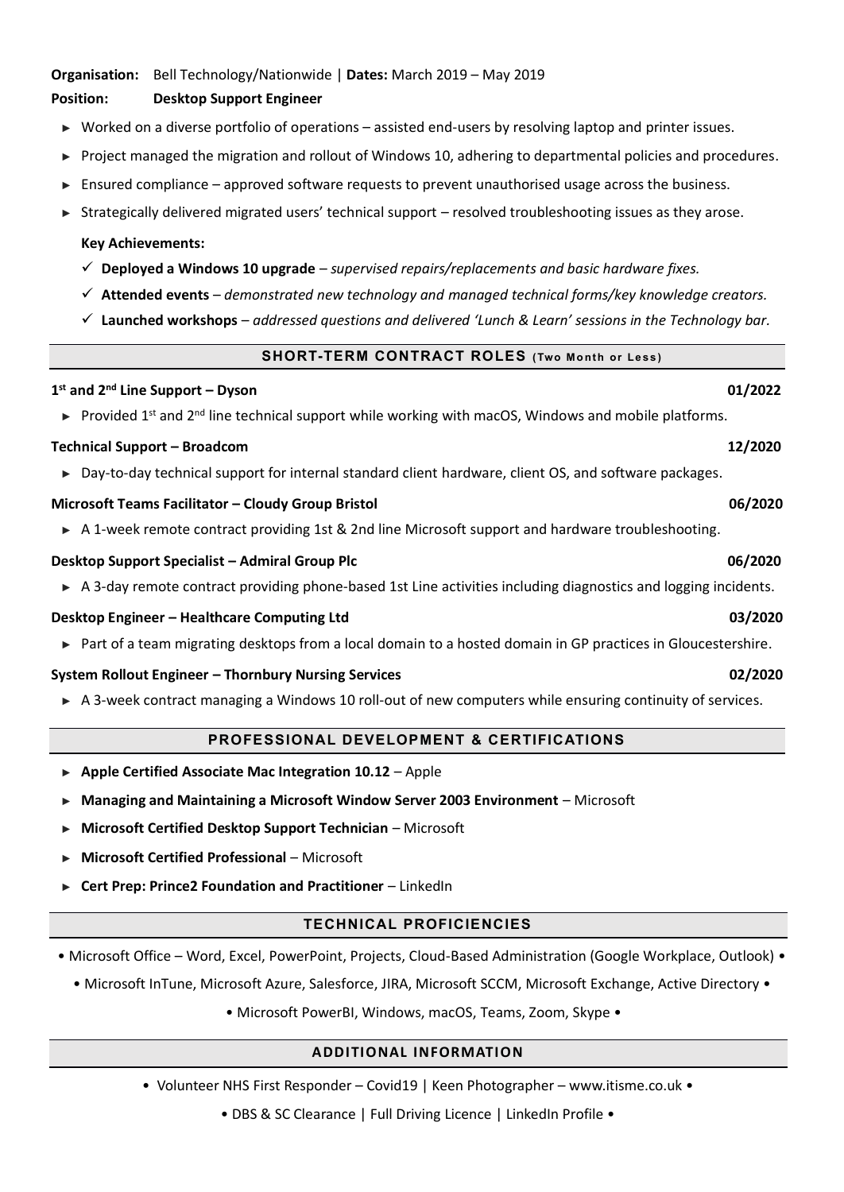**Organisation:** Bell Technology/Nationwide | **Dates:** March 2019 – May 2019

**Position:** **Desktop Support Engineer**

- Worked on a diverse portfolio of operations – assisted end-users by resolving laptop and printer issues.
- Project managed the migration and rollout of Windows 10, adhering to departmental policies and procedures.
- Ensured compliance – approved software requests to prevent unauthorised usage across the business.
- Strategically delivered migrated users' technical support – resolved troubleshooting issues as they arose.

**Key Achievements:**

- ✓ **Deployed a Windows 10 upgrade** – *supervised repairs/replacements and basic hardware fixes.*
- ✓ **Attended events** – *demonstrated new technology and managed technical forms/key knowledge creators.*
- ✓ **Launched workshops** – *addressed questions and delivered 'Lunch & Learn' sessions in the Technology bar.*

## SHORT-TERM CONTRACT ROLES (Two Month or Less)

**1st and 2nd Line Support – Dyson** **01/2022**

- Provided 1st and 2nd line technical support while working with macOS, Windows and mobile platforms.

**Technical Support – Broadcom** **12/2020**

- Day-to-day technical support for internal standard client hardware, client OS, and software packages.

**Microsoft Teams Facilitator – Cloudy Group Bristol** **06/2020**

- A 1-week remote contract providing 1st & 2nd line Microsoft support and hardware troubleshooting.

**Desktop Support Specialist – Admiral Group Plc** **06/2020**

- A 3-day remote contract providing phone-based 1st Line activities including diagnostics and logging incidents.

**Desktop Engineer – Healthcare Computing Ltd** **03/2020**

- Part of a team migrating desktops from a local domain to a hosted domain in GP practices in Gloucestershire.

**System Rollout Engineer – Thornbury Nursing Services** **02/2020**

- A 3-week contract managing a Windows 10 roll-out of new computers while ensuring continuity of services.

## PROFESSIONAL DEVELOPMENT & CERTIFICATIONS

- **Apple Certified Associate Mac Integration 10.12** – Apple
- **Managing and Maintaining a Microsoft Window Server 2003 Environment** – Microsoft
- **Microsoft Certified Desktop Support Technician** – Microsoft
- **Microsoft Certified Professional** – Microsoft
- **Cert Prep: Prince2 Foundation and Practitioner** – LinkedIn

## TECHNICAL PROFICIENCIES

• Microsoft Office – Word, Excel, PowerPoint, Projects, Cloud-Based Administration (Google Workplace, Outlook) •

• Microsoft InTune, Microsoft Azure, Salesforce, JIRA, Microsoft SCCM, Microsoft Exchange, Active Directory •

• Microsoft PowerBI, Windows, macOS, Teams, Zoom, Skype •

## ADDITIONAL INFORMATION

• Volunteer NHS First Responder – Covid19 | Keen Photographer – www.itisme.co.uk •

• DBS & SC Clearance | Full Driving Licence | LinkedIn Profile •